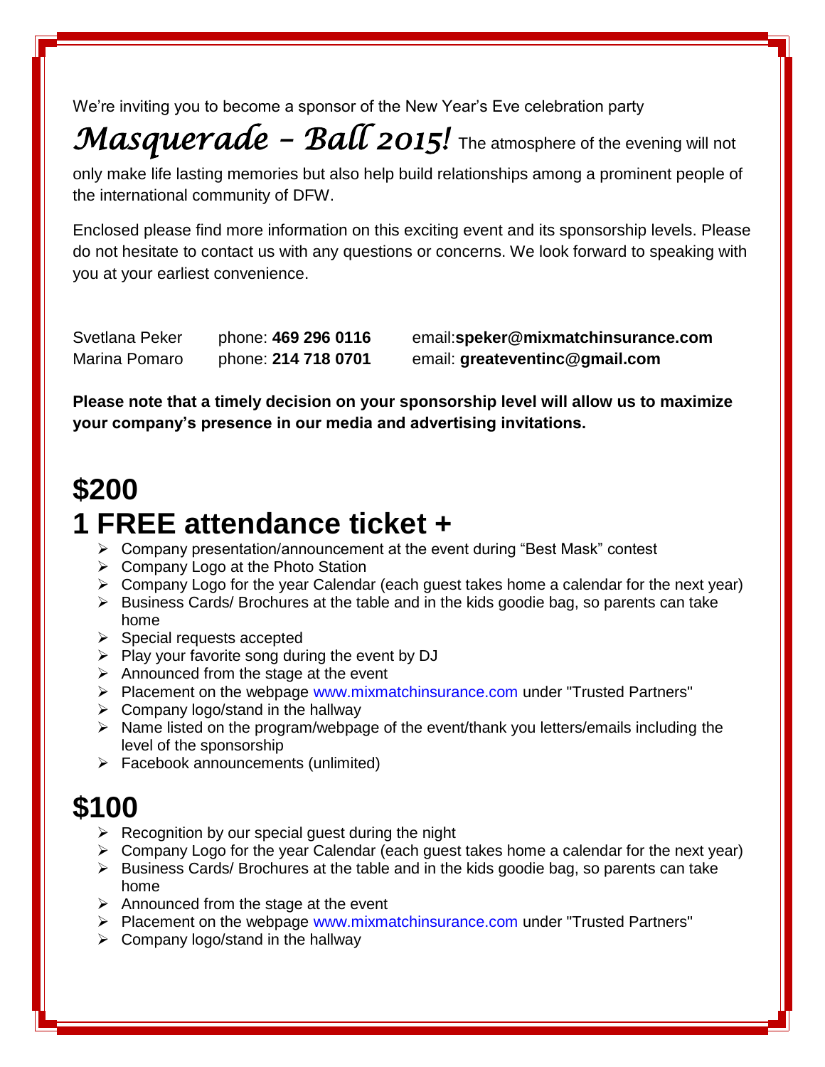We're inviting you to become a sponsor of the New Year's Eve celebration party

*Masquerade – Ball 2015!* The atmosphere of the evening will not only make life lasting memories but also help build relationships among a prominent people of the international community of DFW.

Enclosed please find more information on this exciting event and its sponsorship levels. Please do not hesitate to contact us with any questions or concerns. We look forward to speaking with you at your earliest convenience.

| | | |
|---|---|---|
| Svetlana Peker | phone: **469 296 0116** | email:**speker@mixmatchinsurance.com** |
| Marina Pomaro | phone: **214 718 0701** | email: **greateventinc@gmail.com** |

**Please note that a timely decision on your sponsorship level will allow us to maximize your company's presence in our media and advertising invitations.**

# $200
# 1 FREE attendance ticket +

- Company presentation/announcement at the event during "Best Mask" contest
- Company Logo at the Photo Station
- Company Logo for the year Calendar (each guest takes home a calendar for the next year)
- Business Cards/ Brochures at the table and in the kids goodie bag, so parents can take home
- Special requests accepted
- Play your favorite song during the event by DJ
- Announced from the stage at the event
- Placement on the webpage www.mixmatchinsurance.com under "Trusted Partners"
- Company logo/stand in the hallway
- Name listed on the program/webpage of the event/thank you letters/emails including the level of the sponsorship
- Facebook announcements (unlimited)

# $100

- Recognition by our special guest during the night
- Company Logo for the year Calendar (each guest takes home a calendar for the next year)
- Business Cards/ Brochures at the table and in the kids goodie bag, so parents can take home
- Announced from the stage at the event
- Placement on the webpage www.mixmatchinsurance.com under "Trusted Partners"
- Company logo/stand in the hallway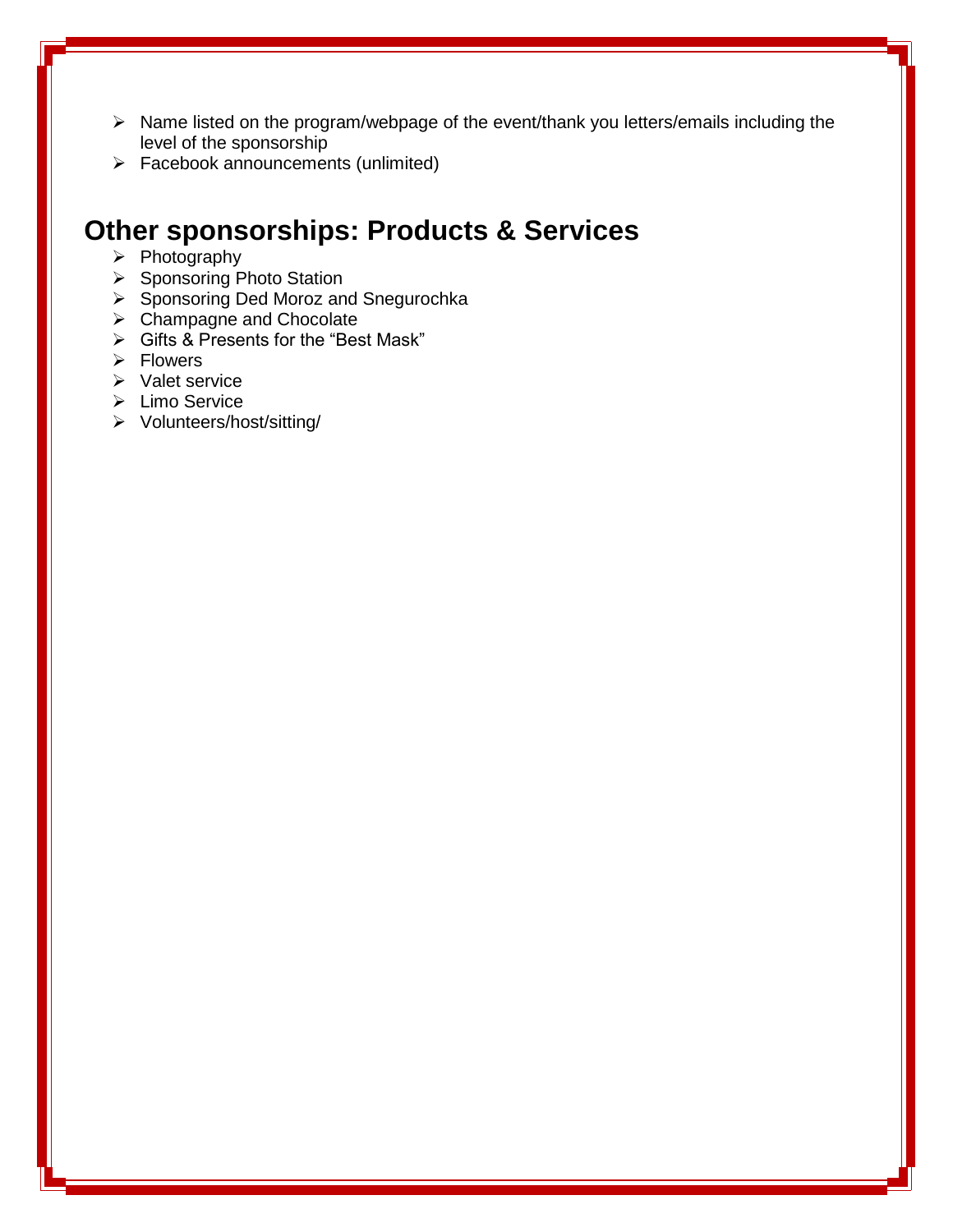- Name listed on the program/webpage of the event/thank you letters/emails including the level of the sponsorship
- Facebook announcements (unlimited)

## Other sponsorships: Products & Services

- Photography
- Sponsoring Photo Station
- Sponsoring Ded Moroz and Snegurochka
- Champagne and Chocolate
- Gifts & Presents for the "Best Mask"
- Flowers
- Valet service
- Limo Service
- Volunteers/host/sitting/